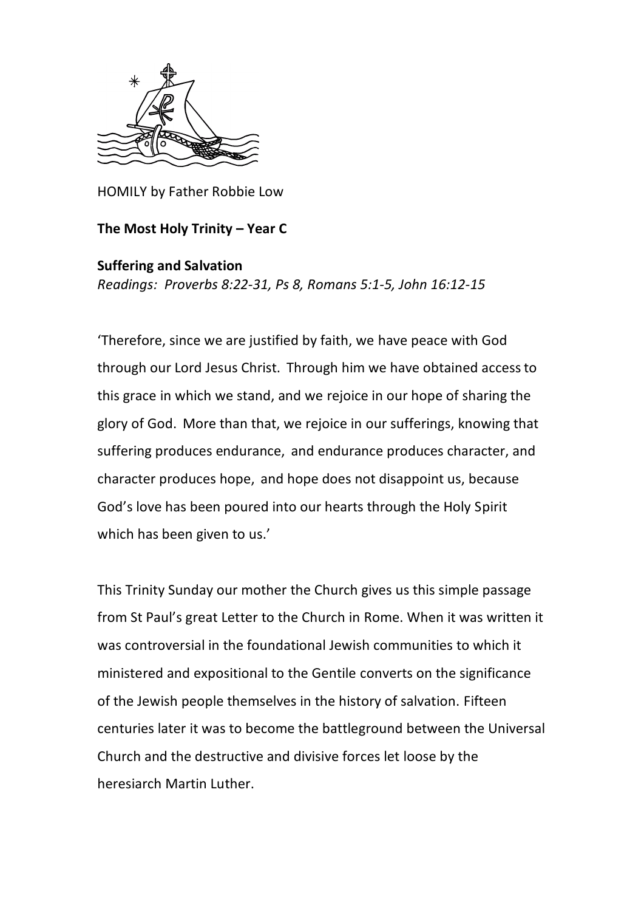HOMILY by Father Robbie Low

**The Most Holy Trinity – Year C**

**Suffering and Salvation**

*Readings: Proverbs 8:22-31, Ps 8, Romans 5:1-5, John 16:12-15*

'Therefore, since we are justified by faith, we have peace with God through our Lord Jesus Christ. Through him we have obtained access to this grace in which we stand, and we rejoice in our hope of sharing the glory of God. More than that, we rejoice in our sufferings, knowing that suffering produces endurance, and endurance produces character, and character produces hope, and hope does not disappoint us, because God's love has been poured into our hearts through the Holy Spirit which has been given to us.'

This Trinity Sunday our mother the Church gives us this simple passage from St Paul's great Letter to the Church in Rome. When it was written it was controversial in the foundational Jewish communities to which it ministered and expositional to the Gentile converts on the significance of the Jewish people themselves in the history of salvation. Fifteen centuries later it was to become the battleground between the Universal Church and the destructive and divisive forces let loose by the heresiarch Martin Luther.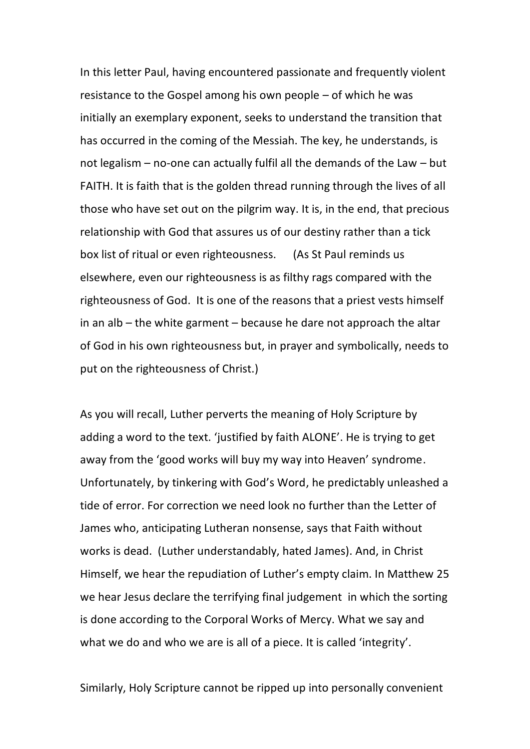In this letter Paul, having encountered passionate and frequently violent resistance to the Gospel among his own people – of which he was initially an exemplary exponent, seeks to understand the transition that has occurred in the coming of the Messiah. The key, he understands, is not legalism – no-one can actually fulfil all the demands of the Law – but FAITH. It is faith that is the golden thread running through the lives of all those who have set out on the pilgrim way. It is, in the end, that precious relationship with God that assures us of our destiny rather than a tick box list of ritual or even righteousness. (As St Paul reminds us elsewhere, even our righteousness is as filthy rags compared with the righteousness of God. It is one of the reasons that a priest vests himself in an alb – the white garment – because he dare not approach the altar of God in his own righteousness but, in prayer and symbolically, needs to put on the righteousness of Christ.)

As you will recall, Luther perverts the meaning of Holy Scripture by adding a word to the text. 'justified by faith ALONE'. He is trying to get away from the 'good works will buy my way into Heaven' syndrome. Unfortunately, by tinkering with God's Word, he predictably unleashed a tide of error. For correction we need look no further than the Letter of James who, anticipating Lutheran nonsense, says that Faith without works is dead. (Luther understandably, hated James). And, in Christ Himself, we hear the repudiation of Luther's empty claim. In Matthew 25 we hear Jesus declare the terrifying final judgement in which the sorting is done according to the Corporal Works of Mercy. What we say and what we do and who we are is all of a piece. It is called 'integrity'.

Similarly, Holy Scripture cannot be ripped up into personally convenient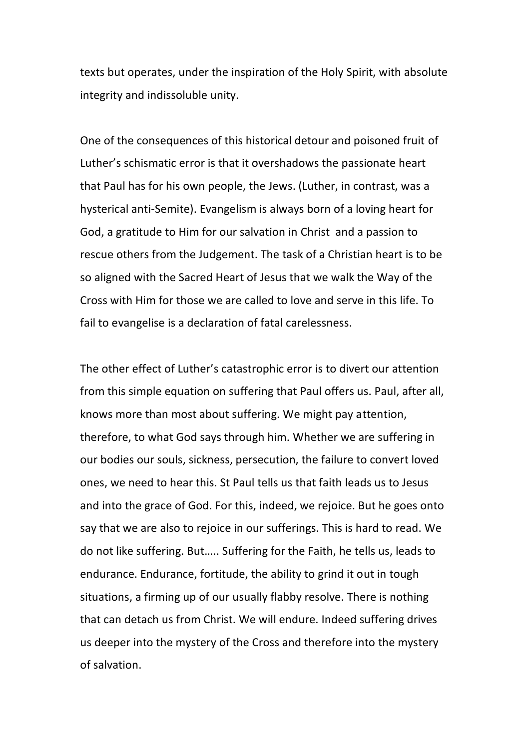texts but operates, under the inspiration of the Holy Spirit, with absolute integrity and indissoluble unity.

One of the consequences of this historical detour and poisoned fruit of Luther's schismatic error is that it overshadows the passionate heart that Paul has for his own people, the Jews. (Luther, in contrast, was a hysterical anti-Semite). Evangelism is always born of a loving heart for God, a gratitude to Him for our salvation in Christ and a passion to rescue others from the Judgement. The task of a Christian heart is to be so aligned with the Sacred Heart of Jesus that we walk the Way of the Cross with Him for those we are called to love and serve in this life. To fail to evangelise is a declaration of fatal carelessness.

The other effect of Luther's catastrophic error is to divert our attention from this simple equation on suffering that Paul offers us. Paul, after all, knows more than most about suffering. We might pay attention, therefore, to what God says through him. Whether we are suffering in our bodies our souls, sickness, persecution, the failure to convert loved ones, we need to hear this. St Paul tells us that faith leads us to Jesus and into the grace of God. For this, indeed, we rejoice. But he goes onto say that we are also to rejoice in our sufferings. This is hard to read. We do not like suffering. But….. Suffering for the Faith, he tells us, leads to endurance. Endurance, fortitude, the ability to grind it out in tough situations, a firming up of our usually flabby resolve. There is nothing that can detach us from Christ. We will endure. Indeed suffering drives us deeper into the mystery of the Cross and therefore into the mystery of salvation.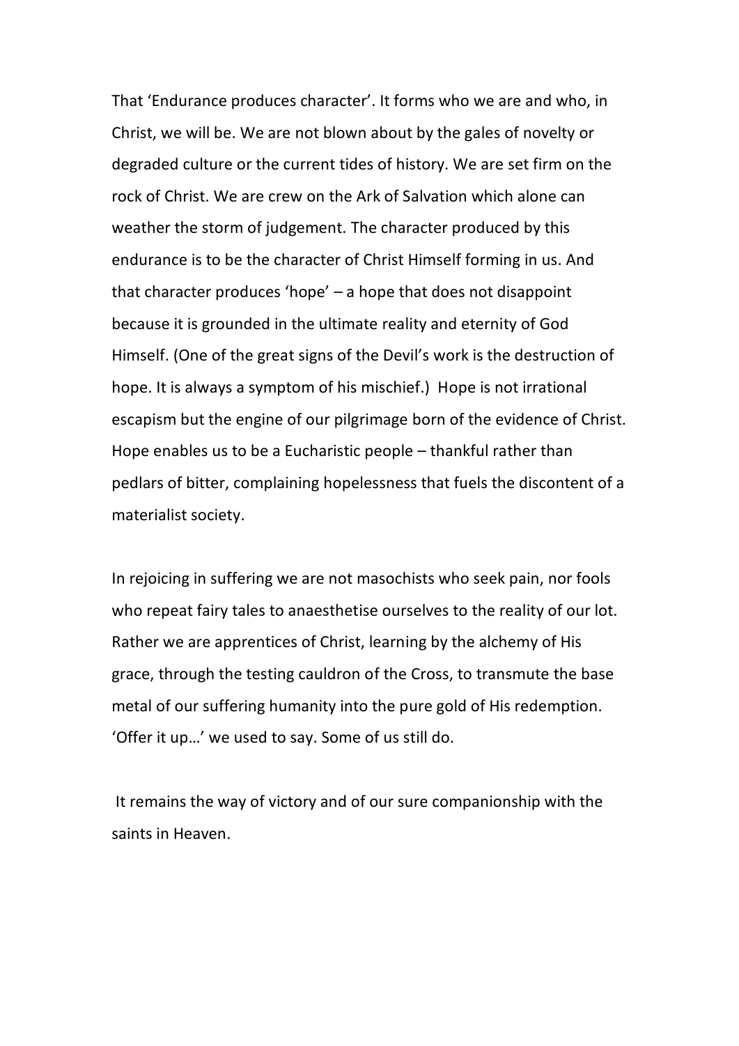That 'Endurance produces character'. It forms who we are and who, in Christ, we will be. We are not blown about by the gales of novelty or degraded culture or the current tides of history. We are set firm on the rock of Christ. We are crew on the Ark of Salvation which alone can weather the storm of judgement. The character produced by this endurance is to be the character of Christ Himself forming in us. And that character produces 'hope' – a hope that does not disappoint because it is grounded in the ultimate reality and eternity of God Himself. (One of the great signs of the Devil's work is the destruction of hope. It is always a symptom of his mischief.) Hope is not irrational escapism but the engine of our pilgrimage born of the evidence of Christ. Hope enables us to be a Eucharistic people – thankful rather than pedlars of bitter, complaining hopelessness that fuels the discontent of a materialist society.

In rejoicing in suffering we are not masochists who seek pain, nor fools who repeat fairy tales to anaesthetise ourselves to the reality of our lot. Rather we are apprentices of Christ, learning by the alchemy of His grace, through the testing cauldron of the Cross, to transmute the base metal of our suffering humanity into the pure gold of His redemption. 'Offer it up…' we used to say. Some of us still do.

It remains the way of victory and of our sure companionship with the saints in Heaven.